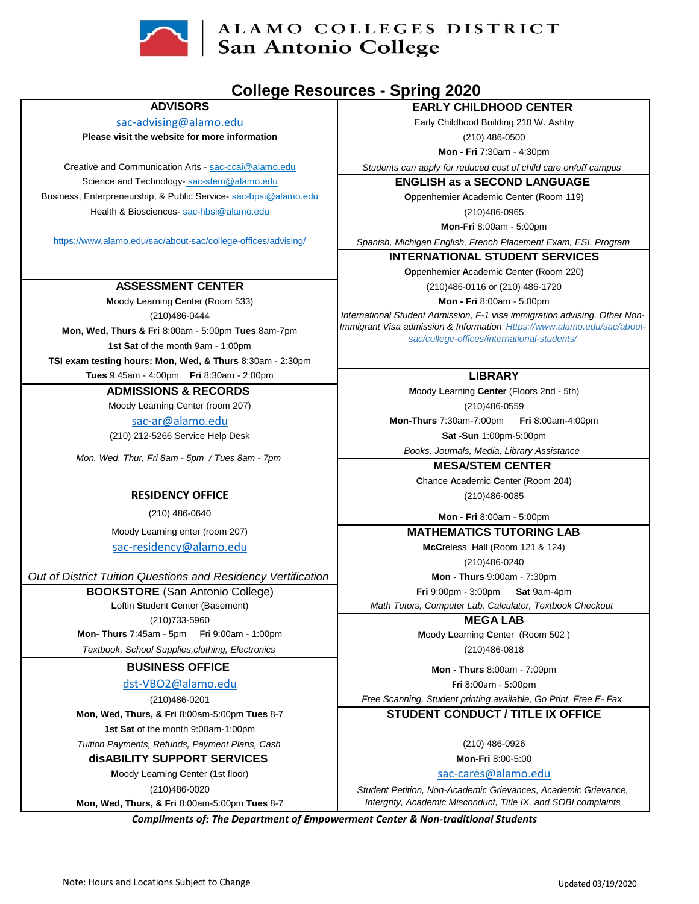ALAMO COLLEGES DISTRICT
San Antonio College

# College Resources - Spring 2020

## ADVISORS

sac-advising@alamo.edu

**Please visit the website for more information**

Creative and Communication Arts - sac-ccai@alamo.edu
Science and Technology- sac-stem@alamo.edu
Business, Enterpreneurship, & Public Service- sac-bpsi@alamo.edu
Health & Biosciences- sac-hbsi@alamo.edu

https://www.alamo.edu/sac/about-sac/college-offices/advising/

## ASSESSMENT CENTER

**M**oody **L**earning **C**enter (Room 533)
(210)486-0444
**Mon, Wed, Thurs & Fri** 8:00am - 5:00pm **Tues** 8am-7pm
**1st Sat** of the month 9am - 1:00pm
**TSI exam testing hours: Mon, Wed, & Thurs** 8:30am - 2:30pm
**Tues** 9:45am - 4:00pm **Fri** 8:30am - 2:00pm

## ADMISSIONS & RECORDS

Moody Learning Center (room 207)
sac-ar@alamo.edu
(210) 212-5266 Service Help Desk

*Mon, Wed, Thur, Fri 8am - 5pm / Tues 8am - 7pm*

## RESIDENCY OFFICE

(210) 486-0640
Moody Learning enter (room 207)
sac-residency@alamo.edu

*Out of District Tuition Questions and Residency Vertification*

## BOOKSTORE (San Antonio College)

**L**oftin **S**tudent **C**enter (Basement)
(210)733-5960
**Mon- Thurs** 7:45am - 5pm Fri 9:00am - 1:00pm

*Textbook, School Supplies,clothing, Electronics*

## BUSINESS OFFICE

dst-VBO2@alamo.edu
(210)486-0201
**Mon, Wed, Thurs, & Fri** 8:00am-5:00pm **Tues** 8-7
**1st Sat** of the month 9:00am-1:00pm

*Tuition Payments, Refunds, Payment Plans, Cash*

## disABILITY SUPPORT SERVICES

**M**oody **L**earning **C**enter (1st floor)
(210)486-0020
**Mon, Wed, Thurs, & Fri** 8:00am-5:00pm **Tues** 8-7

## EARLY CHILDHOOD CENTER

Early Childhood Building 210 W. Ashby
(210) 486-0500
**Mon - Fri** 7:30am - 4:30pm

*Students can apply for reduced cost of child care on/off campus*

## ENGLISH as a SECOND LANGUAGE

**O**ppenhemier **A**cademic **C**enter (Room 119)
(210)486-0965
**Mon-Fri** 8:00am - 5:00pm

*Spanish, Michigan English, French Placement Exam, ESL Program*

## INTERNATIONAL STUDENT SERVICES

**O**ppenhemier **A**cademic **C**enter (Room 220)
(210)486-0116 or (210) 486-1720
**Mon - Fri** 8:00am - 5:00pm

*International Student Admission, F-1 visa immigration advising. Other Non-Immigrant Visa admission & Information Https://www.alamo.edu/sac/about-sac/college-offices/international-students/*

## LIBRARY

**M**oody **L**earning **Center** (Floors 2nd - 5th)
(210)486-0559
**Mon-Thurs** 7:30am-7:00pm **Fri** 8:00am-4:00pm
**Sat -Sun** 1:00pm-5:00pm

*Books, Journals, Media, Library Assistance*

## MESA/STEM CENTER

**C**hance **A**cademic **C**enter (Room 204)
(210)486-0085
**Mon - Fri** 8:00am - 5:00pm

## MATHEMATICS TUTORING LAB

**McC**reless **H**all (Room 121 & 124)
(210)486-0240
**Mon - Thurs** 9:00am - 7:30pm
**Fri** 9:00pm - 3:00pm **Sat** 9am-4pm

*Math Tutors, Computer Lab, Calculator, Textbook Checkout*

## MEGA LAB

**M**oody **L**earning **C**enter (Room 502 )
(210)486-0818
**Mon - Thurs** 8:00am - 7:00pm
**Fri** 8:00am - 5:00pm

*Free Scanning, Student printing available, Go Print, Free E- Fax*

## STUDENT CONDUCT / TITLE IX OFFICE

(210) 486-0926
**Mon-Fri** 8:00-5:00
sac-cares@alamo.edu

*Student Petition, Non-Academic Grievances, Academic Grievance, Intergrity, Academic Misconduct, Title IX, and SOBI complaints*

***Compliments of: The Department of Empowerment Center & Non-traditional Students***

Note: Hours and Locations Subject to Change

Updated 03/19/2020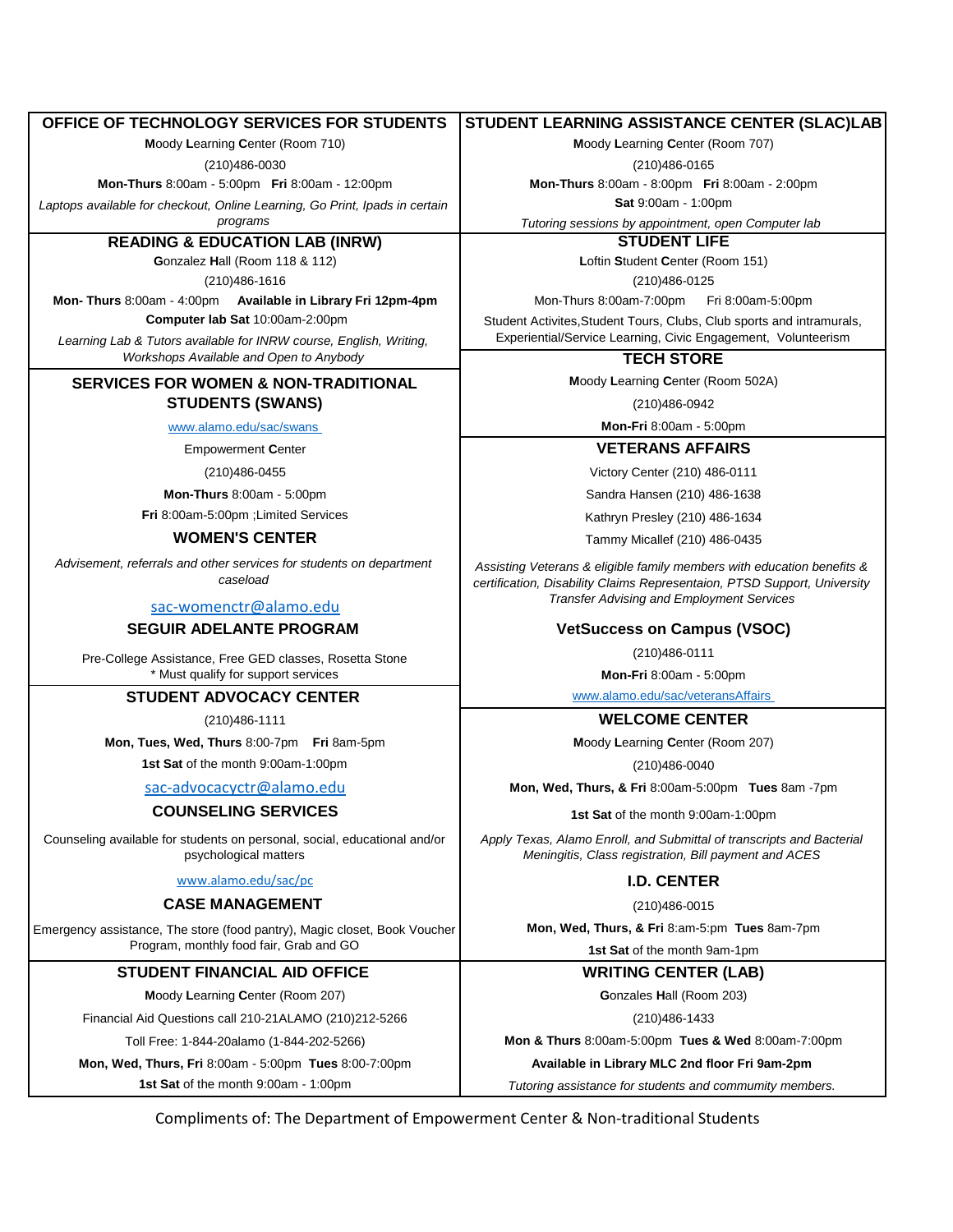## OFFICE OF TECHNOLOGY SERVICES FOR STUDENTS

**M**oody **L**earning **C**enter (Room 710)

(210)486-0030

**Mon-Thurs** 8:00am - 5:00pm **Fri** 8:00am - 12:00pm

*Laptops available for checkout, Online Learning, Go Print, Ipads in certain programs*

## READING & EDUCATION LAB (INRW)

**G**onzalez **H**all (Room 118 & 112)

(210)486-1616

**Mon- Thurs** 8:00am - 4:00pm **Available in Library Fri 12pm-4pm**

**Computer lab Sat** 10:00am-2:00pm

*Learning Lab & Tutors available for INRW course, English, Writing, Workshops Available and Open to Anybody*

## SERVICES FOR WOMEN & NON-TRADITIONAL STUDENTS (SWANS)

www.alamo.edu/sac/swans

Empowerment **C**enter

(210)486-0455

**Mon-Thurs** 8:00am - 5:00pm

**Fri** 8:00am-5:00pm ;Limited Services

### WOMEN'S CENTER

*Advisement, referrals and other services for students on department caseload*

sac-womenctr@alamo.edu

### SEGUIR ADELANTE PROGRAM

Pre-College Assistance, Free GED classes, Rosetta Stone
* Must qualify for support services

## STUDENT ADVOCACY CENTER

(210)486-1111

**Mon, Tues, Wed, Thurs** 8:00-7pm **Fri** 8am-5pm

**1st Sat** of the month 9:00am-1:00pm

sac-advocacyctr@alamo.edu

### COUNSELING SERVICES

Counseling available for students on personal, social, educational and/or psychological matters

www.alamo.edu/sac/pc

### CASE MANAGEMENT

Emergency assistance, The store (food pantry), Magic closet, Book Voucher Program, monthly food fair, Grab and GO

## STUDENT FINANCIAL AID OFFICE

**M**oody **L**earning **C**enter (Room 207)

Financial Aid Questions call 210-21ALAMO (210)212-5266

Toll Free: 1-844-20alamo (1-844-202-5266)

**Mon, Wed, Thurs, Fri** 8:00am - 5:00pm **Tues** 8:00-7:00pm

**1st Sat** of the month 9:00am - 1:00pm

## STUDENT LEARNING ASSISTANCE CENTER (SLAC)LAB

**M**oody **L**earning **C**enter (Room 707)

(210)486-0165

**Mon-Thurs** 8:00am - 8:00pm **Fri** 8:00am - 2:00pm

**Sat** 9:00am - 1:00pm

*Tutoring sessions by appointment, open Computer lab*

## STUDENT LIFE

**L**oftin **S**tudent **C**enter (Room 151)

(210)486-0125

Mon-Thurs 8:00am-7:00pm Fri 8:00am-5:00pm

Student Activites,Student Tours, Clubs, Club sports and intramurals, Experiential/Service Learning, Civic Engagement, Volunteerism

## TECH STORE

**M**oody **L**earning **C**enter (Room 502A)

(210)486-0942

**Mon-Fri** 8:00am - 5:00pm

## VETERANS AFFAIRS

Victory Center (210) 486-0111

Sandra Hansen (210) 486-1638

Kathryn Presley (210) 486-1634

Tammy Micallef (210) 486-0435

*Assisting Veterans & eligible family members with education benefits & certification, Disability Claims Representaion, PTSD Support, University Transfer Advising and Employment Services*

### VetSuccess on Campus (VSOC)

(210)486-0111

**Mon-Fri** 8:00am - 5:00pm

www.alamo.edu/sac/veteransAffairs

## WELCOME CENTER

**M**oody **L**earning **C**enter (Room 207)

(210)486-0040

**Mon, Wed, Thurs, & Fri** 8:00am-5:00pm **Tues** 8am -7pm

**1st Sat** of the month 9:00am-1:00pm

*Apply Texas, Alamo Enroll, and Submittal of transcripts and Bacterial Meningitis, Class registration, Bill payment and ACES*

### I.D. CENTER

(210)486-0015

**Mon, Wed, Thurs, & Fri** 8:am-5:pm **Tues** 8am-7pm

**1st Sat** of the month 9am-1pm

## WRITING CENTER (LAB)

**G**onzales **H**all (Room 203)

(210)486-1433

**Mon & Thurs** 8:00am-5:00pm **Tues & Wed** 8:00am-7:00pm

**Available in Library MLC 2nd floor Fri 9am-2pm**

*Tutoring assistance for students and commumity members.*

Compliments of: The Department of Empowerment Center & Non-traditional Students